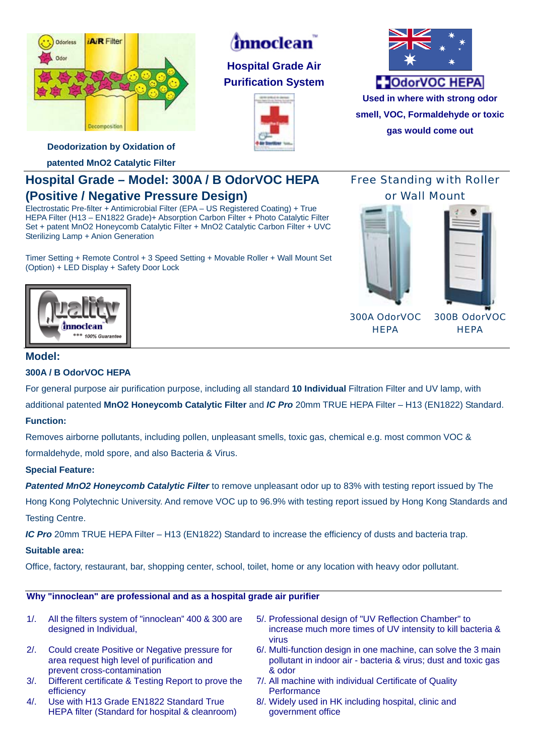Odorless iAiR Filter

Odor

Decomposition

**Deodorization by Oxidation of patented MnO2 Catalytic Filter**

innoclean™

**Hospital Grade Air Purification System**

OdorVOC HEPA

**Used in where with strong odor smell, VOC, Formaldehyde or toxic gas would come out**

## Hospital Grade – Model: 300A / B OdorVOC HEPA (Positive / Negative Pressure Design)

Electrostatic Pre-filter + Antimicrobial Filter (EPA – US Registered Coating) + True HEPA Filter (H13 – EN1822 Grade)+ Absorption Carbon Filter + Photo Catalytic Filter Set + patent MnO2 Honeycomb Catalytic Filter + MnO2 Catalytic Carbon Filter + UVC Sterilizing Lamp + Anion Generation

Timer Setting + Remote Control + 3 Speed Setting + Movable Roller + Wall Mount Set (Option) + LED Display + Safety Door Lock

Free Standing with Roller or Wall Mount

300A OdorVOC HEPA

300B OdorVOC HEPA

Quality innoclean *** 100% Guarantee

### Model:

**300A / B OdorVOC HEPA**

For general purpose air purification purpose, including all standard **10 Individual** Filtration Filter and UV lamp, with additional patented **MnO2 Honeycomb Catalytic Filter** and ***IC Pro*** 20mm TRUE HEPA Filter – H13 (EN1822) Standard.

**Function:**

Removes airborne pollutants, including pollen, unpleasant smells, toxic gas, chemical e.g. most common VOC & formaldehyde, mold spore, and also Bacteria & Virus.

**Special Feature:**

***Patented MnO2 Honeycomb Catalytic Filter*** to remove unpleasant odor up to 83% with testing report issued by The Hong Kong Polytechnic University. And remove VOC up to 96.9% with testing report issued by Hong Kong Standards and Testing Centre.

***IC Pro*** 20mm TRUE HEPA Filter – H13 (EN1822) Standard to increase the efficiency of dusts and bacteria trap.

**Suitable area:**

Office, factory, restaurant, bar, shopping center, school, toilet, home or any location with heavy odor pollutant.

**Why "innoclean" are professional and as a hospital grade air purifier**

1/. All the filters system of "innoclean" 400 & 300 are designed in Individual,

2/. Could create Positive or Negative pressure for area request high level of purification and prevent cross-contamination

3/. Different certificate & Testing Report to prove the efficiency

4/. Use with H13 Grade EN1822 Standard True HEPA filter (Standard for hospital & cleanroom)

5/. Professional design of "UV Reflection Chamber" to increase much more times of UV intensity to kill bacteria & virus

6/. Multi-function design in one machine, can solve the 3 main pollutant in indoor air - bacteria & virus; dust and toxic gas & odor

7/. All machine with individual Certificate of Quality Performance

8/. Widely used in HK including hospital, clinic and government office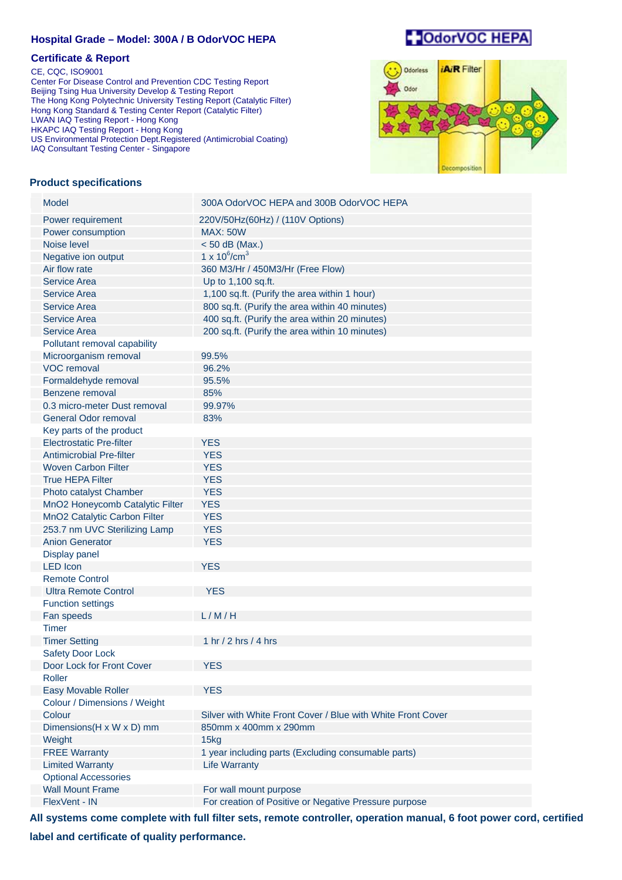## Hospital Grade – Model: 300A / B OdorVOC HEPA

### Certificate & Report

CE, CQC, ISO9001
Center For Disease Control and Prevention CDC Testing Report
Beijing Tsing Hua University Develop & Testing Report
The Hong Kong Polytechnic University Testing Report (Catalytic Filter)
Hong Kong Standard & Testing Center Report (Catalytic Filter)
LWAN IAQ Testing Report - Hong Kong
HKAPC IAQ Testing Report - Hong Kong
US Environmental Protection Dept.Registered (Antimicrobial Coating)
IAQ Consultant Testing Center - Singapore

OdorVOC HEPA

Odorless
Odor
iAiR Filter
Decomposition

### Product specifications

| | |
|---|---|
| Model | 300A OdorVOC HEPA and 300B OdorVOC HEPA |
| Power requirement | 220V/50Hz(60Hz) / (110V Options) |
| Power consumption | MAX: 50W |
| Noise level | < 50 dB (Max.) |
| Negative ion output | $1 \times 10^6/cm^3$ |
| Air flow rate | 360 M3/Hr / 450M3/Hr (Free Flow) |
| Service Area | Up to 1,100 sq.ft. |
| Service Area | 1,100 sq.ft. (Purify the area within 1 hour) |
| Service Area | 800 sq.ft. (Purify the area within 40 minutes) |
| Service Area | 400 sq.ft. (Purify the area within 20 minutes) |
| Service Area | 200 sq.ft. (Purify the area within 10 minutes) |
| Pollutant removal capability | |
| Microorganism removal | 99.5% |
| VOC removal | 96.2% |
| Formaldehyde removal | 95.5% |
| Benzene removal | 85% |
| 0.3 micro-meter Dust removal | 99.97% |
| General Odor removal | 83% |
| Key parts of the product | |
| Electrostatic Pre-filter | YES |
| Antimicrobial Pre-filter | YES |
| Woven Carbon Filter | YES |
| True HEPA Filter | YES |
| Photo catalyst Chamber | YES |
| MnO2 Honeycomb Catalytic Filter | YES |
| MnO2 Catalytic Carbon Filter | YES |
| 253.7 nm UVC Sterilizing Lamp | YES |
| Anion Generator | YES |
| Display panel | |
| LED Icon | YES |
| Remote Control | |
| Ultra Remote Control | YES |
| Function settings | |
| Fan speeds | L / M / H |
| Timer | |
| Timer Setting | 1 hr / 2 hrs / 4 hrs |
| Safety Door Lock | |
| Door Lock for Front Cover | YES |
| Roller | |
| Easy Movable Roller | YES |
| Colour / Dimensions / Weight | |
| Colour | Silver with White Front Cover / Blue with White Front Cover |
| Dimensions(H x W x D) mm | 850mm x 400mm x 290mm |
| Weight | 15kg |
| FREE Warranty | 1 year including parts (Excluding consumable parts) |
| Limited Warranty | Life Warranty |
| Optional Accessories | |
| Wall Mount Frame | For wall mount purpose |
| FlexVent - IN | For creation of Positive or Negative Pressure purpose |

**All systems come complete with full filter sets, remote controller, operation manual, 6 foot power cord, certified label and certificate of quality performance.**